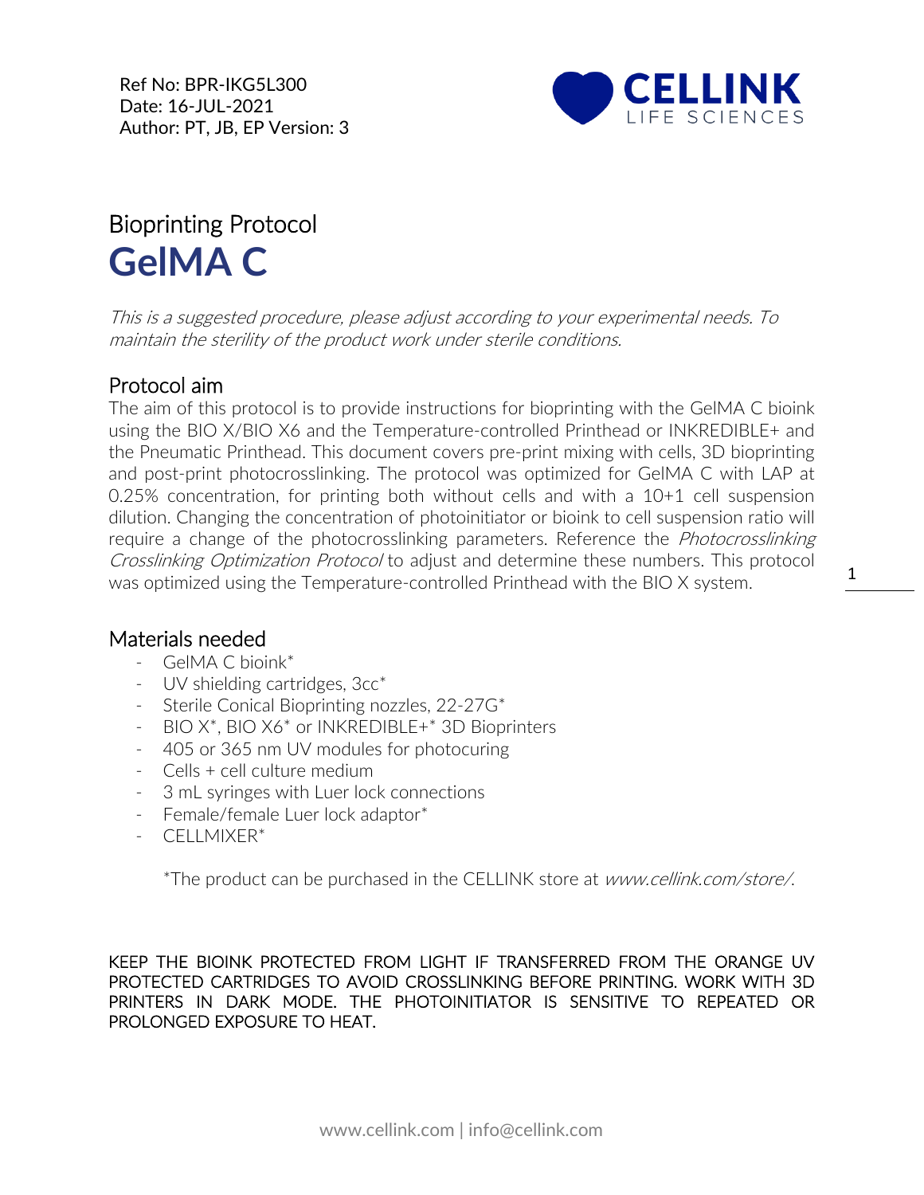Ref No: BPR-IKG5L300
Date: 16-JUL-2021
Author: PT, JB, EP Version: 3

# Bioprinting Protocol
# **GelMA C**

*This is a suggested procedure, please adjust according to your experimental needs. To maintain the sterility of the product work under sterile conditions.*

## Protocol aim

The aim of this protocol is to provide instructions for bioprinting with the GelMA C bioink using the BIO X/BIO X6 and the Temperature-controlled Printhead or INKREDIBLE+ and the Pneumatic Printhead. This document covers pre-print mixing with cells, 3D bioprinting and post-print photocrosslinking. The protocol was optimized for GelMA C with LAP at 0.25% concentration, for printing both without cells and with a 10+1 cell suspension dilution. Changing the concentration of photoinitiator or bioink to cell suspension ratio will require a change of the photocrosslinking parameters. Reference the *Photocrosslinking Crosslinking Optimization Protocol* to adjust and determine these numbers. This protocol was optimized using the Temperature-controlled Printhead with the BIO X system.

## Materials needed

- GelMA C bioink*
- UV shielding cartridges, 3cc*
- Sterile Conical Bioprinting nozzles, 22-27G*
- BIO X*, BIO X6* or INKREDIBLE+* 3D Bioprinters
- 405 or 365 nm UV modules for photocuring
- Cells + cell culture medium
- 3 mL syringes with Luer lock connections
- Female/female Luer lock adaptor*
- CELLMIXER*

*The product can be purchased in the CELLINK store at *www.cellink.com/store/*.

KEEP THE BIOINK PROTECTED FROM LIGHT IF TRANSFERRED FROM THE ORANGE UV PROTECTED CARTRIDGES TO AVOID CROSSLINKING BEFORE PRINTING. WORK WITH 3D PRINTERS IN DARK MODE. THE PHOTOINITIATOR IS SENSITIVE TO REPEATED OR PROLONGED EXPOSURE TO HEAT.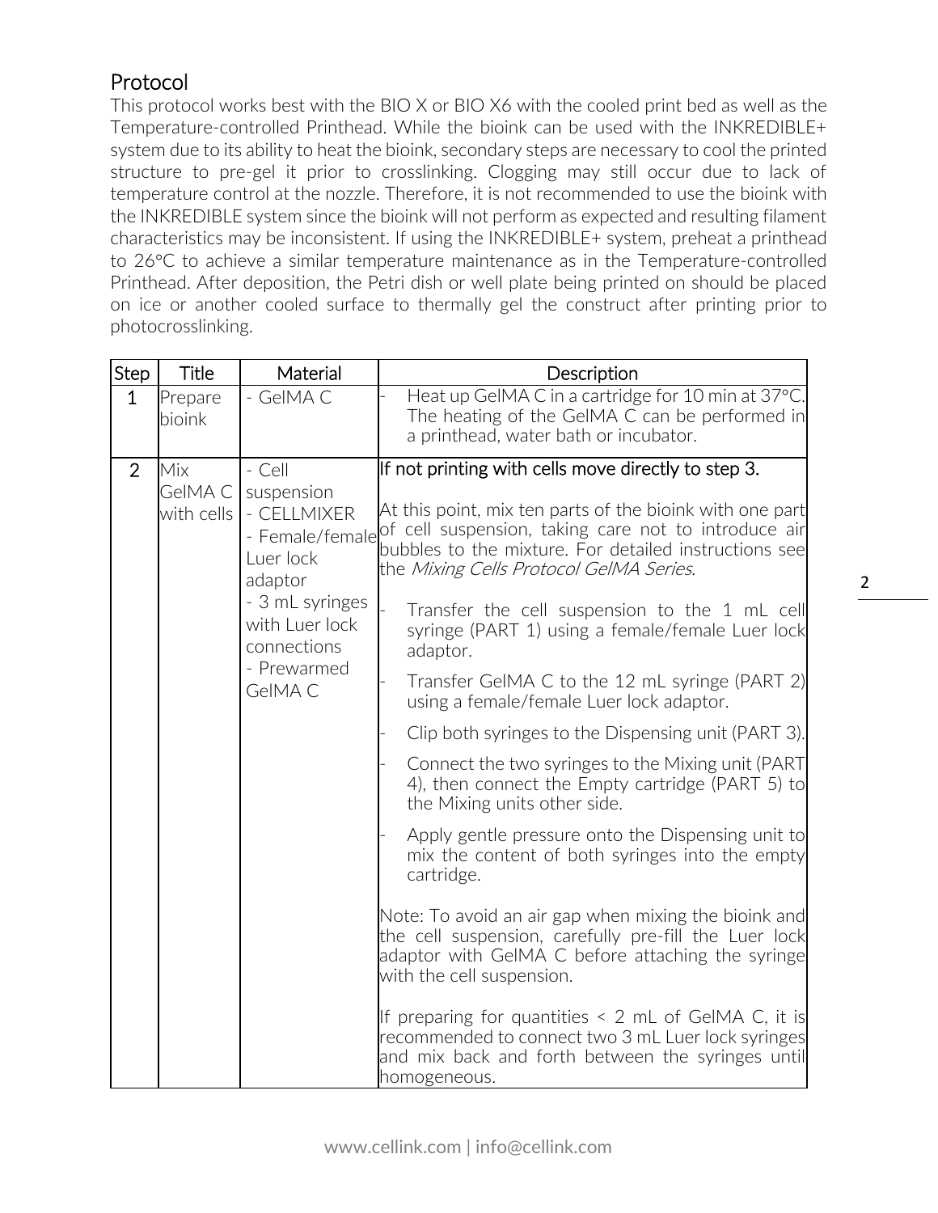## Protocol

This protocol works best with the BIO X or BIO X6 with the cooled print bed as well as the Temperature-controlled Printhead. While the bioink can be used with the INKREDIBLE+ system due to its ability to heat the bioink, secondary steps are necessary to cool the printed structure to pre-gel it prior to crosslinking. Clogging may still occur due to lack of temperature control at the nozzle. Therefore, it is not recommended to use the bioink with the INKREDIBLE system since the bioink will not perform as expected and resulting filament characteristics may be inconsistent. If using the INKREDIBLE+ system, preheat a printhead to 26°C to achieve a similar temperature maintenance as in the Temperature-controlled Printhead. After deposition, the Petri dish or well plate being printed on should be placed on ice or another cooled surface to thermally gel the construct after printing prior to photocrosslinking.

| Step | Title | Material | Description |
|---|---|---|---|
| 1 | Prepare bioink | - GelMA C | - Heat up GelMA C in a cartridge for 10 min at 37°C. The heating of the GelMA C can be performed in a printhead, water bath or incubator. |
| 2 | Mix GelMA C with cells | - Cell suspension<br>- CELLMIXER<br>- Female/female Luer lock adaptor<br>- 3 mL syringes with Luer lock connections<br>- Prewarmed GelMA C | If not printing with cells move directly to step 3.<br><br>At this point, mix ten parts of the bioink with one part of cell suspension, taking care not to introduce air bubbles to the mixture. For detailed instructions see the *Mixing Cells Protocol GelMA Series*.<br><br>- Transfer the cell suspension to the 1 mL cell syringe (PART 1) using a female/female Luer lock adaptor.<br>- Transfer GelMA C to the 12 mL syringe (PART 2) using a female/female Luer lock adaptor.<br>- Clip both syringes to the Dispensing unit (PART 3).<br>- Connect the two syringes to the Mixing unit (PART 4), then connect the Empty cartridge (PART 5) to the Mixing units other side.<br>- Apply gentle pressure onto the Dispensing unit to mix the content of both syringes into the empty cartridge.<br><br>Note: To avoid an air gap when mixing the bioink and the cell suspension, carefully pre-fill the Luer lock adaptor with GelMA C before attaching the syringe with the cell suspension.<br><br>If preparing for quantities < 2 mL of GelMA C, it is recommended to connect two 3 mL Luer lock syringes and mix back and forth between the syringes until homogeneous. |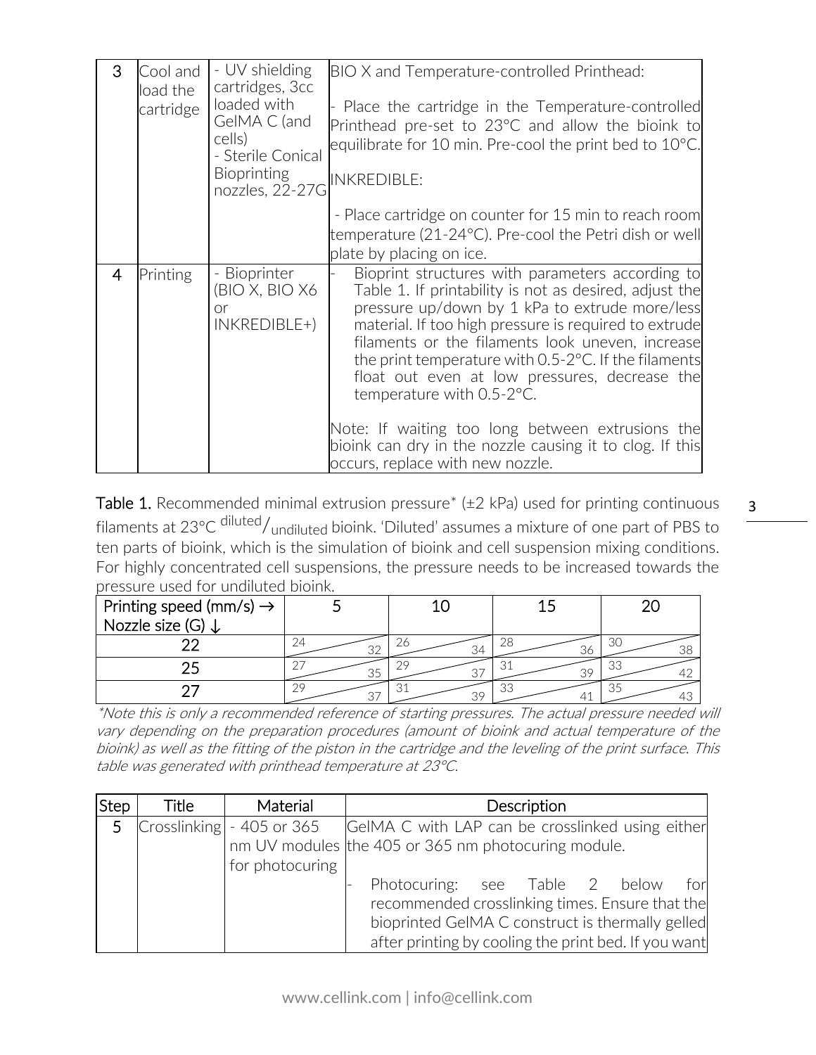| 3 | Cool and load the cartridge | - UV shielding cartridges, 3cc loaded with GelMA C (and cells)<br>- Sterile Conical Bioprinting nozzles, 22-27G | BIO X and Temperature-controlled Printhead:<br><br>- Place the cartridge in the Temperature-controlled Printhead pre-set to 23°C and allow the bioink to equilibrate for 10 min. Pre-cool the print bed to 10°C.<br><br>INKREDIBLE:<br><br>- Place cartridge on counter for 15 min to reach room temperature (21-24°C). Pre-cool the Petri dish or well plate by placing on ice. |
|---|---|---|---|
| 4 | Printing | - Bioprinter (BIO X, BIO X6 or INKREDIBLE+) | - Bioprint structures with parameters according to Table 1. If printability is not as desired, adjust the pressure up/down by 1 kPa to extrude more/less material. If too high pressure is required to extrude filaments or the filaments look uneven, increase the print temperature with 0.5-2°C. If the filaments float out even at low pressures, decrease the temperature with 0.5-2°C.<br><br>Note: If waiting too long between extrusions the bioink can dry in the nozzle causing it to clog. If this occurs, replace with new nozzle. |

**Table 1.** Recommended minimal extrusion pressure* (±2 kPa) used for printing continuous filaments at 23°C $^{diluted}/_{undiluted}$ bioink. 'Diluted' assumes a mixture of one part of PBS to ten parts of bioink, which is the simulation of bioink and cell suspension mixing conditions. For highly concentrated cell suspensions, the pressure needs to be increased towards the pressure used for undiluted bioink.

| Printing speed (mm/s) → <br>Nozzle size (G) ↓ | 5 | 10 | 15 | 20 |
|---|---|---|---|---|
| 22 | 24 / 32 | 26 / 34 | 28 / 36 | 30 / 38 |
| 25 | 27 / 35 | 29 / 37 | 31 / 39 | 33 / 42 |
| 27 | 29 / 37 | 31 / 39 | 33 / 41 | 35 / 43 |

*\*Note this is only a recommended reference of starting pressures. The actual pressure needed will vary depending on the preparation procedures (amount of bioink and actual temperature of the bioink) as well as the fitting of the piston in the cartridge and the leveling of the print surface. This table was generated with printhead temperature at 23°C.*

| Step | Title | Material | Description |
|---|---|---|---|
| 5 | Crosslinking | - 405 or 365 nm UV modules for photocuring | GelMA C with LAP can be crosslinked using either the 405 or 365 nm photocuring module.<br><br>- Photocuring: see Table 2 below for recommended crosslinking times. Ensure that the bioprinted GelMA C construct is thermally gelled after printing by cooling the print bed. If you want |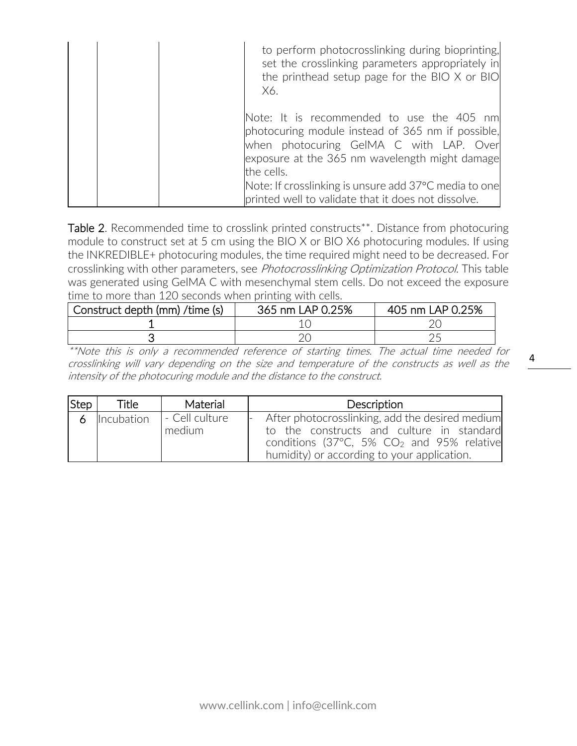| | | | |
|---|---|---|---|
| | | | to perform photocrosslinking during bioprinting, set the crosslinking parameters appropriately in the printhead setup page for the BIO X or BIO X6.<br><br>Note: It is recommended to use the 405 nm photocuring module instead of 365 nm if possible, when photocuring GelMA C with LAP. Over exposure at the 365 nm wavelength might damage the cells.<br>Note: If crosslinking is unsure add 37°C media to one printed well to validate that it does not dissolve. |

**Table 2**. Recommended time to crosslink printed constructs**. Distance from photocuring module to construct set at 5 cm using the BIO X or BIO X6 photocuring modules. If using the INKREDIBLE+ photocuring modules, the time required might need to be decreased. For crosslinking with other parameters, see *Photocrosslinking Optimization Protocol*. This table was generated using GelMA C with mesenchymal stem cells. Do not exceed the exposure time to more than 120 seconds when printing with cells.

| Construct depth (mm) /time (s) | 365 nm LAP 0.25% | 405 nm LAP 0.25% |
|---|---|---|
| 1 | 10 | 20 |
| 3 | 20 | 25 |

*\*\*Note this is only a recommended reference of starting times. The actual time needed for crosslinking will vary depending on the size and temperature of the constructs as well as the intensity of the photocuring module and the distance to the construct.*

| Step | Title | Material | Description |
|---|---|---|---|
| 6 | Incubation | - Cell culture medium | - After photocrosslinking, add the desired medium to the constructs and culture in standard conditions (37°C, 5% $CO_2$ and 95% relative humidity) or according to your application. |